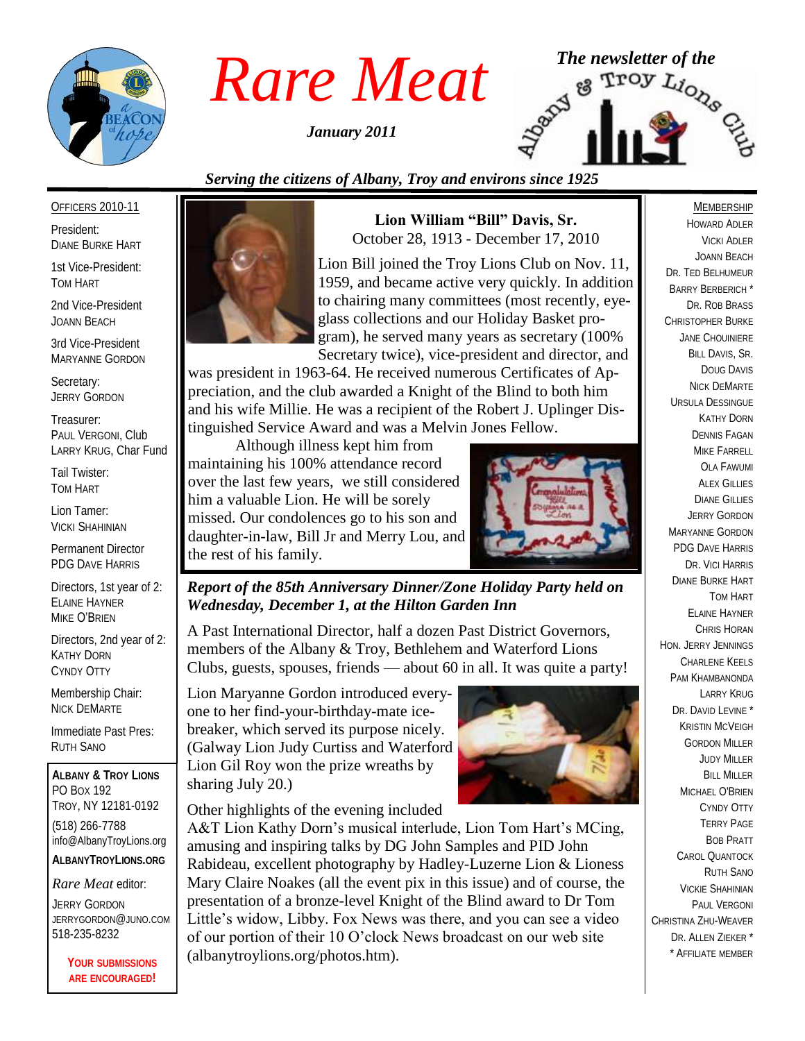# Rare Meat

*January 2011*

*The newsletter of the Albany & Troy Lions Club*

*Serving the citizens of Albany, Troy and environs since 1925*

## Lion William "Bill" Davis, Sr.

October 28, 1913 - December 17, 2010

Lion Bill joined the Troy Lions Club on Nov. 11, 1959, and became active very quickly. In addition to chairing many committees (most recently, eyeglass collections and our Holiday Basket program), he served many years as secretary (100% Secretary twice), vice-president and director, and was president in 1963-64. He received numerous Certificates of Appreciation, and the club awarded a Knight of the Blind to both him and his wife Millie. He was a recipient of the Robert J. Uplinger Distinguished Service Award and was a Melvin Jones Fellow.

Although illness kept him from maintaining his 100% attendance record over the last few years, we still considered him a valuable Lion. He will be sorely missed. Our condolences go to his son and daughter-in-law, Bill Jr and Merry Lou, and the rest of his family.

### *Report of the 85th Anniversary Dinner/Zone Holiday Party held on Wednesday, December 1, at the Hilton Garden Inn*

A Past International Director, half a dozen Past District Governors, members of the Albany & Troy, Bethlehem and Waterford Lions Clubs, guests, spouses, friends — about 60 in all. It was quite a party!

Lion Maryanne Gordon introduced everyone to her find-your-birthday-mate icebreaker, which served its purpose nicely. (Galway Lion Judy Curtiss and Waterford Lion Gil Roy won the prize wreaths by sharing July 20.)

Other highlights of the evening included A&T Lion Kathy Dorn's musical interlude, Lion Tom Hart's MCing, amusing and inspiring talks by DG John Samples and PID John Rabideau, excellent photography by Hadley-Luzerne Lion & Lioness Mary Claire Noakes (all the event pix in this issue) and of course, the presentation of a bronze-level Knight of the Blind award to Dr Tom Little's widow, Libby. Fox News was there, and you can see a video of our portion of their 10 O'clock News broadcast on our web site (albanytroylions.org/photos.htm).

---

**OFFICERS 2010-11**

President:
DIANE BURKE HART

1st Vice-President:
TOM HART

2nd Vice-President
JOANN BEACH

3rd Vice-President
MARYANNE GORDON

Secretary:
JERRY GORDON

Treasurer:
PAUL VERGONI, Club
LARRY KRUG, Char Fund

Tail Twister:
TOM HART

Lion Tamer:
VICKI SHAHINIAN

Permanent Director
PDG DAVE HARRIS

Directors, 1st year of 2:
ELAINE HAYNER
MIKE O'BRIEN

Directors, 2nd year of 2:
KATHY DORN
CYNDY OTTY

Membership Chair:
NICK DEMARTE

Immediate Past Pres:
RUTH SANO

**ALBANY & TROY LIONS**
PO BOX 192
TROY, NY 12181-0192
(518) 266-7788
info@AlbanyTroyLions.org
**ALBANYTROYLIONS.ORG**

*Rare Meat* editor:
JERRY GORDON
JERRYGORDON@JUNO.COM
518-235-8232

**YOUR SUBMISSIONS ARE ENCOURAGED!**

---

**MEMBERSHIP**

HOWARD ADLER
VICKI ADLER
JOANN BEACH
DR. TED BELHUMEUR
BARRY BERBERICH *
DR. ROB BRASS
CHRISTOPHER BURKE
JANE CHOUINIERE
BILL DAVIS, SR.
DOUG DAVIS
NICK DEMARTE
URSULA DESSINGUE
KATHY DORN
DENNIS FAGAN
MIKE FARRELL
OLA FAWUMI
ALEX GILLIES
DIANE GILLIES
JERRY GORDON
MARYANNE GORDON
PDG DAVE HARRIS
DR. VICI HARRIS
DIANE BURKE HART
TOM HART
ELAINE HAYNER
CHRIS HORAN
HON. JERRY JENNINGS
CHARLENE KEELS
PAM KHAMBANONDA
LARRY KRUG
DR. DAVID LEVINE *
KRISTIN MCVEIGH
GORDON MILLER
JUDY MILLER
BILL MILLER
MICHAEL O'BRIEN
CYNDY OTTY
TERRY PAGE
BOB PRATT
CAROL QUANTOCK
RUTH SANO
VICKIE SHAHINIAN
PAUL VERGONI
CHRISTINA ZHU-WEAVER
DR. ALLEN ZIEKER *
* AFFILIATE MEMBER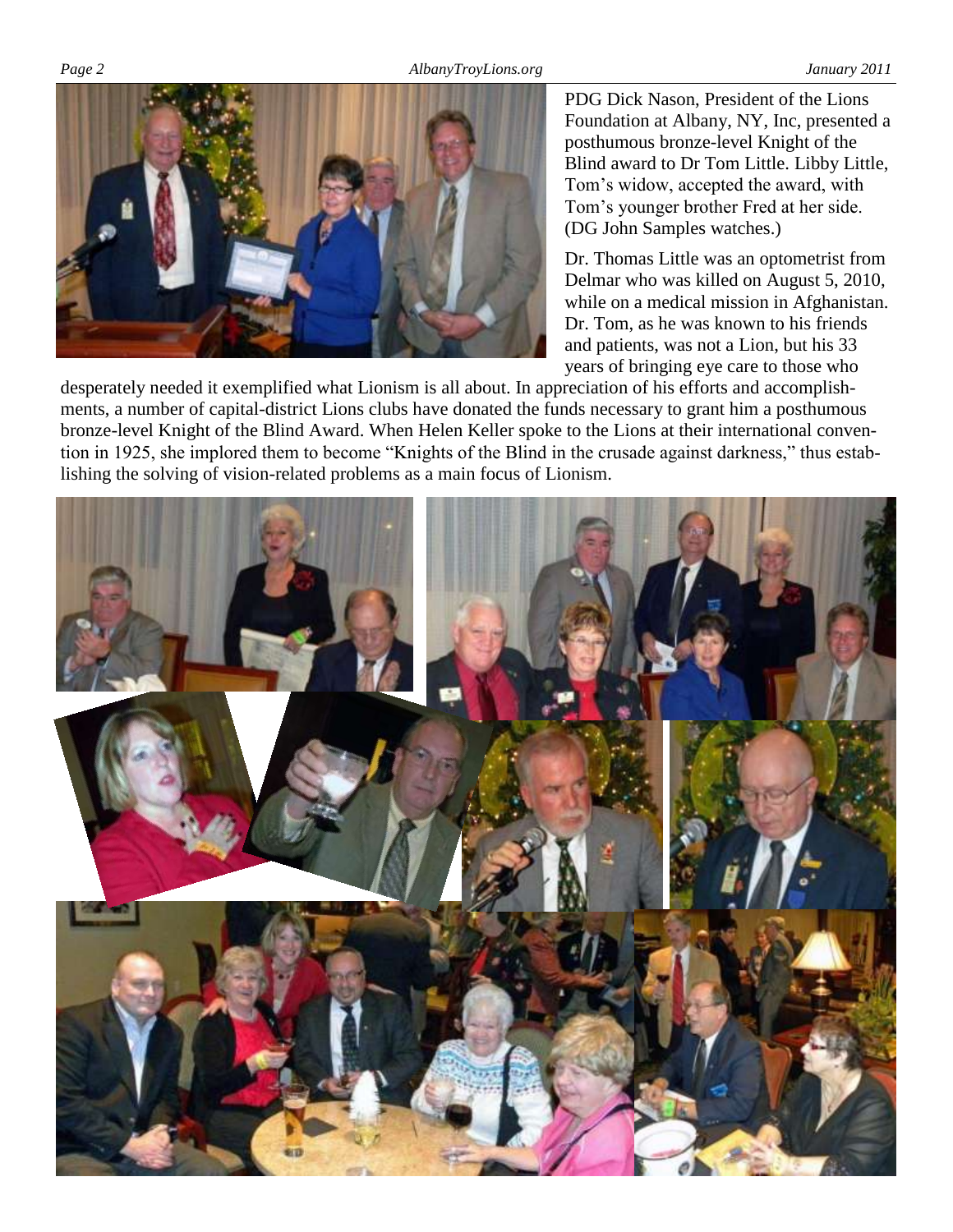PDG Dick Nason, President of the Lions Foundation at Albany, NY, Inc, presented a posthumous bronze-level Knight of the Blind award to Dr Tom Little. Libby Little, Tom's widow, accepted the award, with Tom's younger brother Fred at her side. (DG John Samples watches.)

Dr. Thomas Little was an optometrist from Delmar who was killed on August 5, 2010, while on a medical mission in Afghanistan. Dr. Tom, as he was known to his friends and patients, was not a Lion, but his 33 years of bringing eye care to those who desperately needed it exemplified what Lionism is all about. In appreciation of his efforts and accomplishments, a number of capital-district Lions clubs have donated the funds necessary to grant him a posthumous bronze-level Knight of the Blind Award. When Helen Keller spoke to the Lions at their international convention in 1925, she implored them to become "Knights of the Blind in the crusade against darkness," thus establishing the solving of vision-related problems as a main focus of Lionism.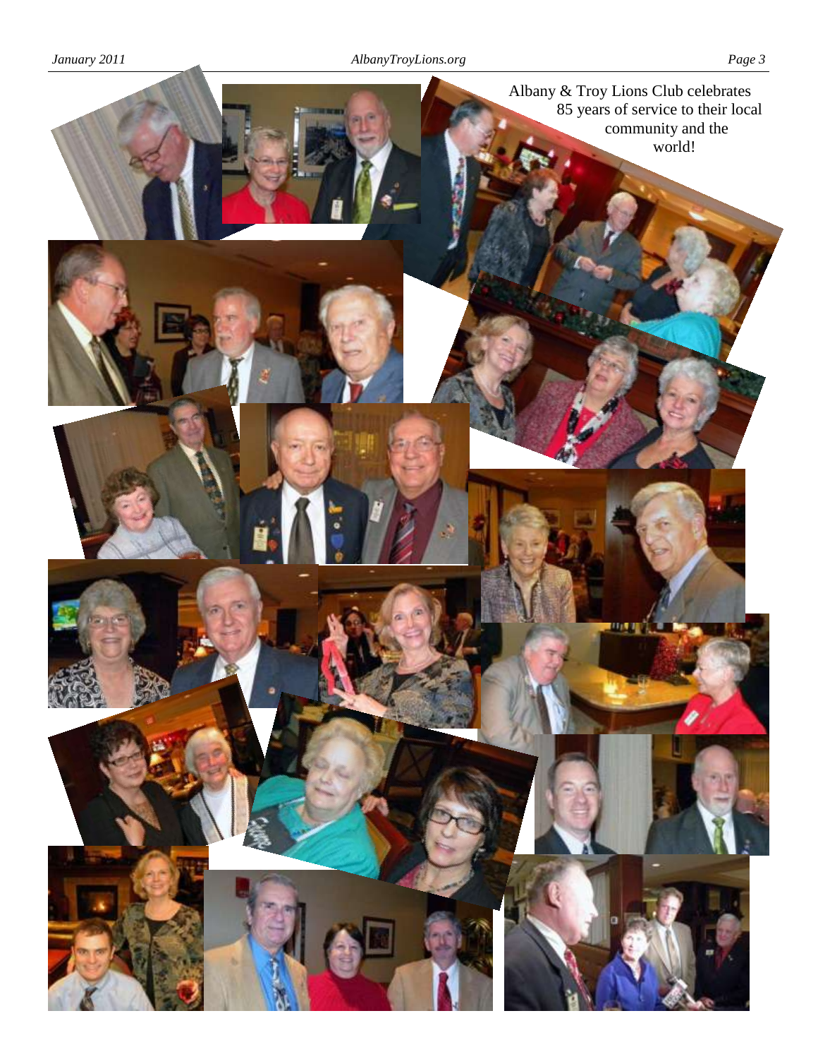Albany & Troy Lions Club celebrates 85 years of service to their local community and the world!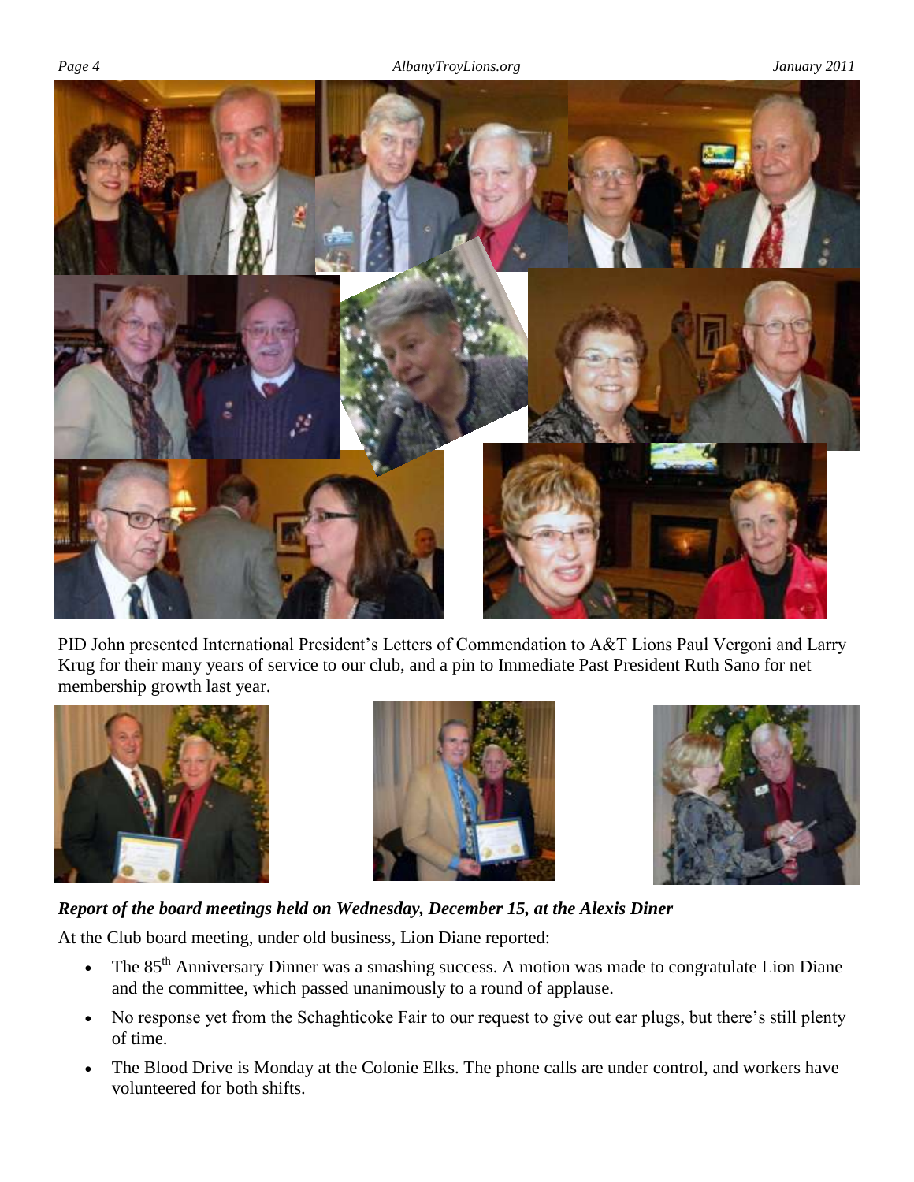PID John presented International President's Letters of Commendation to A&T Lions Paul Vergoni and Larry Krug for their many years of service to our club, and a pin to Immediate Past President Ruth Sano for net membership growth last year.

***Report of the board meetings held on Wednesday, December 15, at the Alexis Diner***

At the Club board meeting, under old business, Lion Diane reported:

- The 85th Anniversary Dinner was a smashing success. A motion was made to congratulate Lion Diane and the committee, which passed unanimously to a round of applause.
- No response yet from the Schaghticoke Fair to our request to give out ear plugs, but there's still plenty of time.
- The Blood Drive is Monday at the Colonie Elks. The phone calls are under control, and workers have volunteered for both shifts.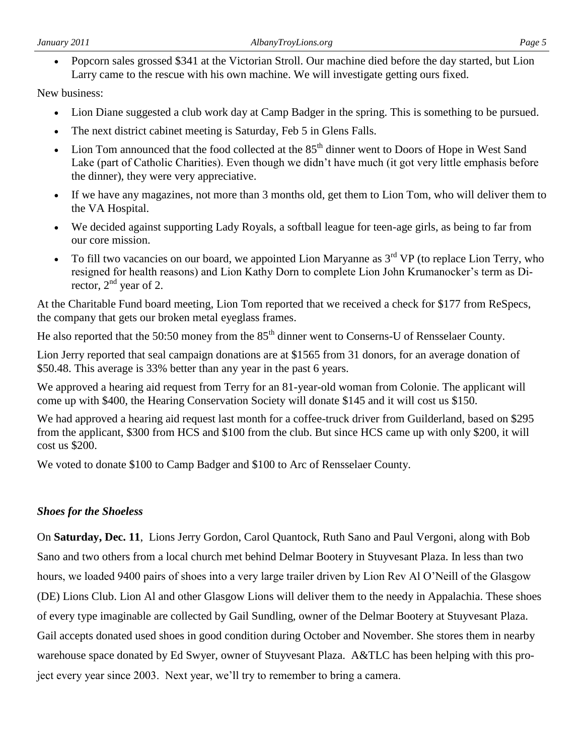- Popcorn sales grossed $341 at the Victorian Stroll. Our machine died before the day started, but Lion Larry came to the rescue with his own machine. We will investigate getting ours fixed.

New business:

- Lion Diane suggested a club work day at Camp Badger in the spring. This is something to be pursued.
- The next district cabinet meeting is Saturday, Feb 5 in Glens Falls.
- Lion Tom announced that the food collected at the 85th dinner went to Doors of Hope in West Sand Lake (part of Catholic Charities). Even though we didn't have much (it got very little emphasis before the dinner), they were very appreciative.
- If we have any magazines, not more than 3 months old, get them to Lion Tom, who will deliver them to the VA Hospital.
- We decided against supporting Lady Royals, a softball league for teen-age girls, as being to far from our core mission.
- To fill two vacancies on our board, we appointed Lion Maryanne as 3rd VP (to replace Lion Terry, who resigned for health reasons) and Lion Kathy Dorn to complete Lion John Krumanocker's term as Director, 2nd year of 2.

At the Charitable Fund board meeting, Lion Tom reported that we received a check for $177 from ReSpecs, the company that gets our broken metal eyeglass frames.

He also reported that the 50:50 money from the 85th dinner went to Conserns-U of Rensselaer County.

Lion Jerry reported that seal campaign donations are at $1565 from 31 donors, for an average donation of $50.48. This average is 33% better than any year in the past 6 years.

We approved a hearing aid request from Terry for an 81-year-old woman from Colonie. The applicant will come up with $400, the Hearing Conservation Society will donate $145 and it will cost us $150.

We had approved a hearing aid request last month for a coffee-truck driver from Guilderland, based on $295 from the applicant, $300 from HCS and $100 from the club. But since HCS came up with only $200, it will cost us $200.

We voted to donate $100 to Camp Badger and $100 to Arc of Rensselaer County.

### *Shoes for the Shoeless*

On **Saturday, Dec. 11**, Lions Jerry Gordon, Carol Quantock, Ruth Sano and Paul Vergoni, along with Bob Sano and two others from a local church met behind Delmar Bootery in Stuyvesant Plaza. In less than two hours, we loaded 9400 pairs of shoes into a very large trailer driven by Lion Rev Al O'Neill of the Glasgow (DE) Lions Club. Lion Al and other Glasgow Lions will deliver them to the needy in Appalachia. These shoes of every type imaginable are collected by Gail Sundling, owner of the Delmar Bootery at Stuyvesant Plaza. Gail accepts donated used shoes in good condition during October and November. She stores them in nearby warehouse space donated by Ed Swyer, owner of Stuyvesant Plaza. A&TLC has been helping with this project every year since 2003. Next year, we'll try to remember to bring a camera.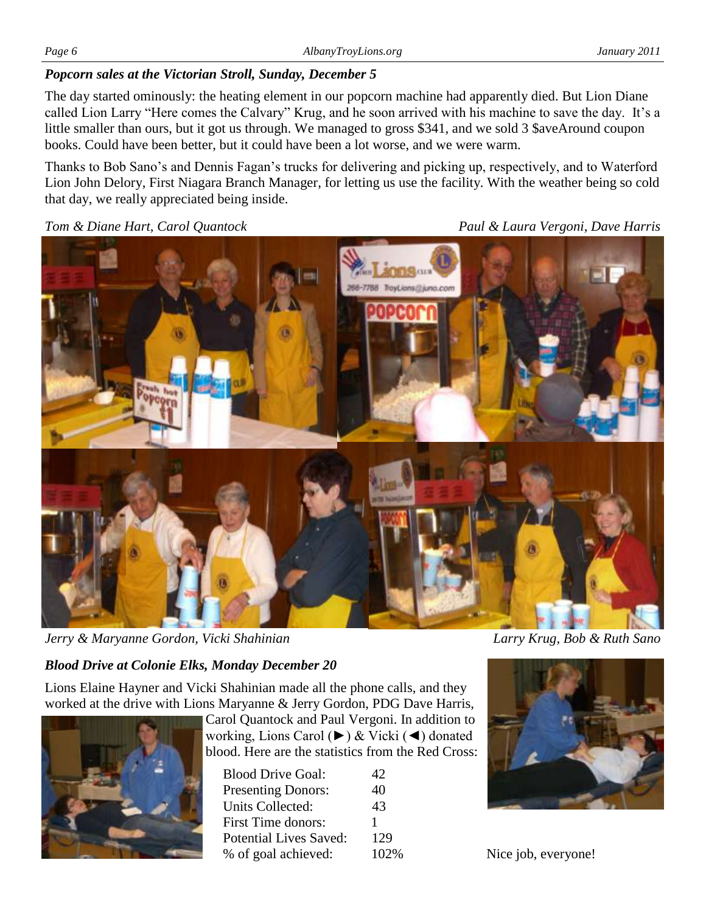### *Popcorn sales at the Victorian Stroll, Sunday, December 5*

The day started ominously: the heating element in our popcorn machine had apparently died. But Lion Diane called Lion Larry "Here comes the Calvary" Krug, and he soon arrived with his machine to save the day. It's a little smaller than ours, but it got us through. We managed to gross $341, and we sold 3 $aveAround coupon books. Could have been better, but it could have been a lot worse, and we were warm.

Thanks to Bob Sano's and Dennis Fagan's trucks for delivering and picking up, respectively, and to Waterford Lion John Delory, First Niagara Branch Manager, for letting us use the facility. With the weather being so cold that day, we really appreciated being inside.

*Tom & Diane Hart, Carol Quantock*

*Paul & Laura Vergoni, Dave Harris*

*Jerry & Maryanne Gordon, Vicki Shahinian*

*Larry Krug, Bob & Ruth Sano*

### *Blood Drive at Colonie Elks, Monday December 20*

Lions Elaine Hayner and Vicki Shahinian made all the phone calls, and they worked at the drive with Lions Maryanne & Jerry Gordon, PDG Dave Harris, Carol Quantock and Paul Vergoni. In addition to working, Lions Carol (►) & Vicki (◄) donated blood. Here are the statistics from the Red Cross:

| | |
|---|---|
| Blood Drive Goal: | 42 |
| Presenting Donors: | 40 |
| Units Collected: | 43 |
| First Time donors: | 1 |
| Potential Lives Saved: | 129 |
| % of goal achieved: | 102% |

Nice job, everyone!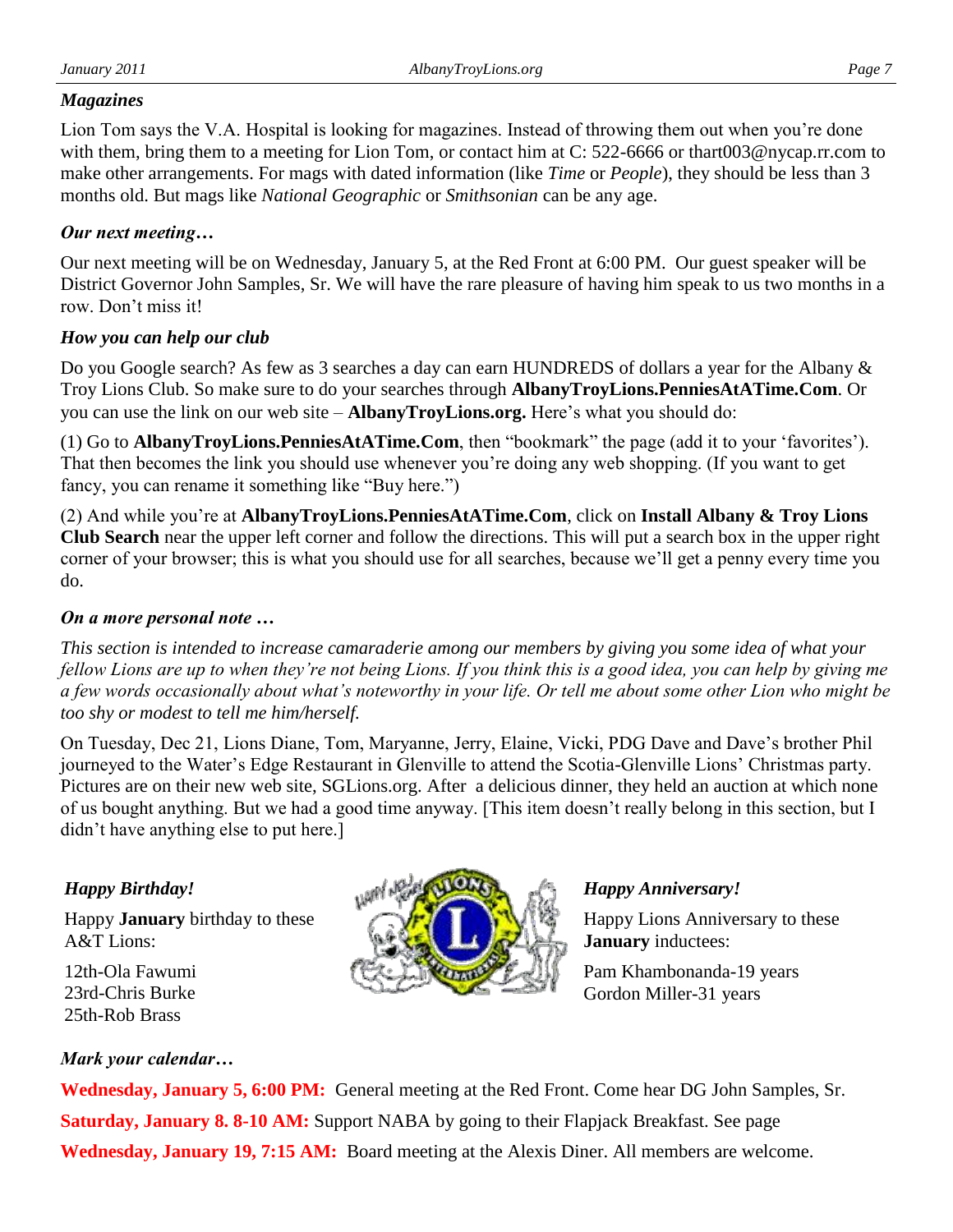### *Magazines*

Lion Tom says the V.A. Hospital is looking for magazines. Instead of throwing them out when you're done with them, bring them to a meeting for Lion Tom, or contact him at C: 522-6666 or thart003@nycap.rr.com to make other arrangements. For mags with dated information (like *Time* or *People*), they should be less than 3 months old. But mags like *National Geographic* or *Smithsonian* can be any age.

### *Our next meeting…*

Our next meeting will be on Wednesday, January 5, at the Red Front at 6:00 PM. Our guest speaker will be District Governor John Samples, Sr. We will have the rare pleasure of having him speak to us two months in a row. Don't miss it!

### *How you can help our club*

Do you Google search? As few as 3 searches a day can earn HUNDREDS of dollars a year for the Albany & Troy Lions Club. So make sure to do your searches through **AlbanyTroyLions.PenniesAtATime.Com**. Or you can use the link on our web site – **AlbanyTroyLions.org.** Here's what you should do:

(1) Go to **AlbanyTroyLions.PenniesAtATime.Com**, then "bookmark" the page (add it to your 'favorites'). That then becomes the link you should use whenever you're doing any web shopping. (If you want to get fancy, you can rename it something like "Buy here.")

(2) And while you're at **AlbanyTroyLions.PenniesAtATime.Com**, click on **Install Albany & Troy Lions Club Search** near the upper left corner and follow the directions. This will put a search box in the upper right corner of your browser; this is what you should use for all searches, because we'll get a penny every time you do.

### *On a more personal note …*

*This section is intended to increase camaraderie among our members by giving you some idea of what your fellow Lions are up to when they're not being Lions. If you think this is a good idea, you can help by giving me a few words occasionally about what's noteworthy in your life. Or tell me about some other Lion who might be too shy or modest to tell me him/herself.*

On Tuesday, Dec 21, Lions Diane, Tom, Maryanne, Jerry, Elaine, Vicki, PDG Dave and Dave's brother Phil journeyed to the Water's Edge Restaurant in Glenville to attend the Scotia-Glenville Lions' Christmas party. Pictures are on their new web site, SGLions.org. After a delicious dinner, they held an auction at which none of us bought anything. But we had a good time anyway. [This item doesn't really belong in this section, but I didn't have anything else to put here.]

### *Happy Birthday!*

Happy **January** birthday to these A&T Lions:

12th-Ola Fawumi
23rd-Chris Burke
25th-Rob Brass

### *Happy Anniversary!*

Happy Lions Anniversary to these **January** inductees:

Pam Khambonanda-19 years
Gordon Miller-31 years

### *Mark your calendar…*

**Wednesday, January 5, 6:00 PM:** General meeting at the Red Front. Come hear DG John Samples, Sr.

**Saturday, January 8. 8-10 AM:** Support NABA by going to their Flapjack Breakfast. See page

**Wednesday, January 19, 7:15 AM:** Board meeting at the Alexis Diner. All members are welcome.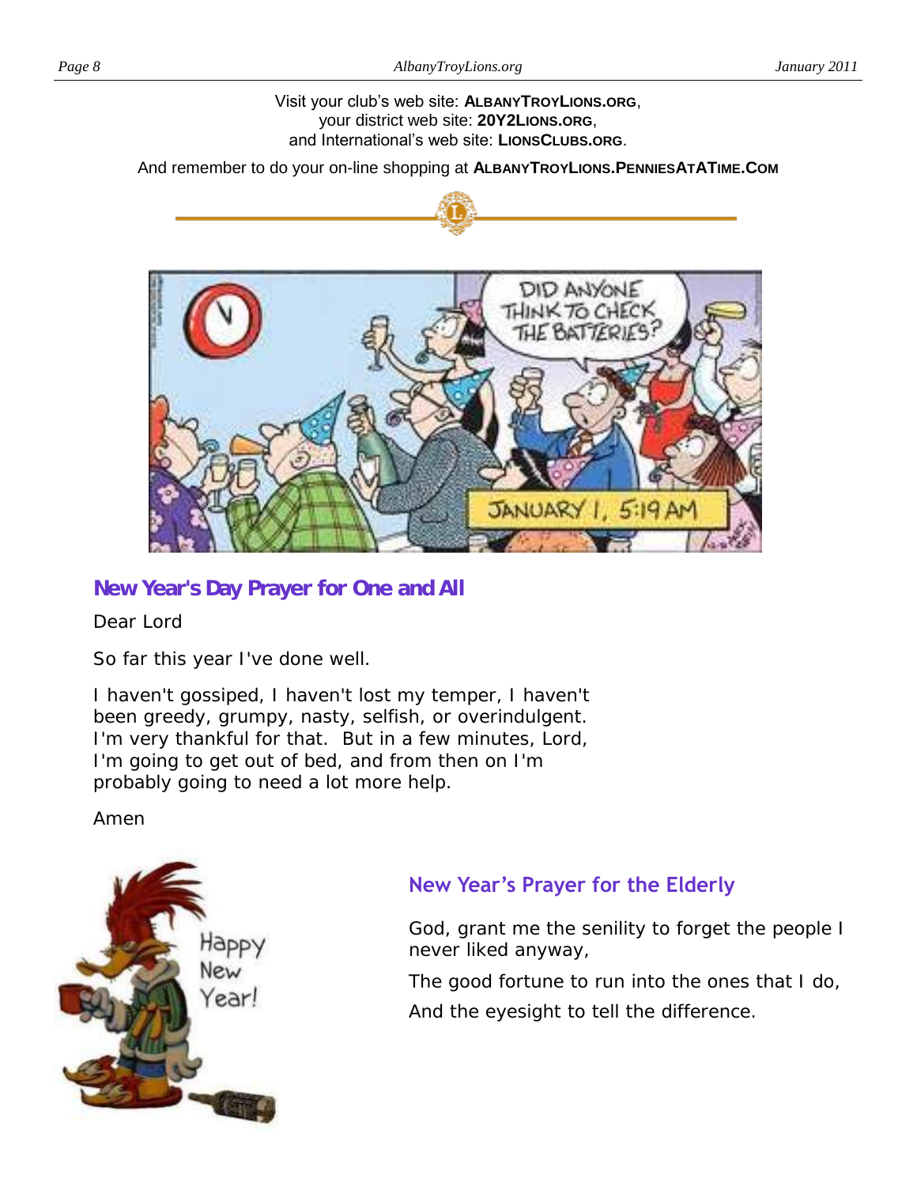Visit your club's web site: **ALBANYTROYLIONS.ORG**,
your district web site: **20Y2LIONS.ORG**,
and International's web site: **LIONSCLUBS.ORG**.

And remember to do your on-line shopping at **ALBANYTROYLIONS.PENNIESATATIME.COM**

## New Year's Day Prayer for One and All

Dear Lord

So far this year I've done well.

I haven't gossiped, I haven't lost my temper, I haven't been greedy, grumpy, nasty, selfish, or overindulgent. I'm very thankful for that. But in a few minutes, Lord, I'm going to get out of bed, and from then on I'm probably going to need a lot more help.

Amen

## New Year's Prayer for the Elderly

God, grant me the senility to forget the people I never liked anyway,

The good fortune to run into the ones that I do,

And the eyesight to tell the difference.